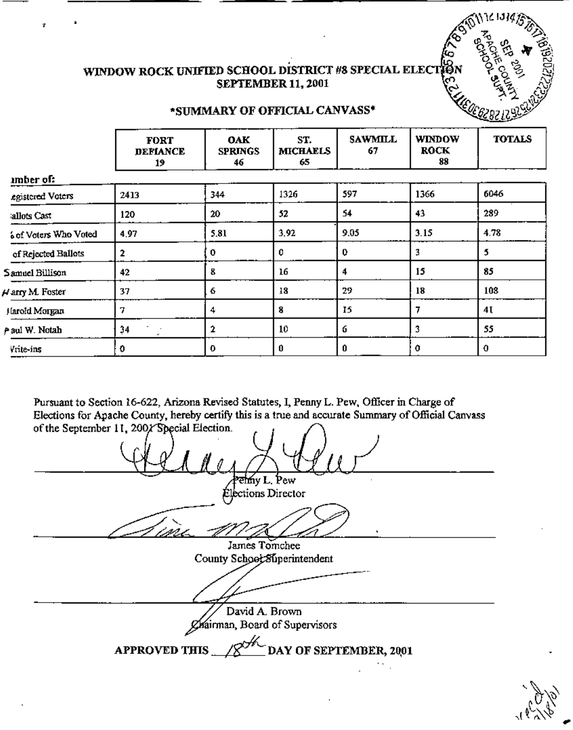# WINDOW ROCK UNIFIED SCHOOL DISTRICT #8 SPECIAL ELECTION
## SEPTEMBER 11, 2001

### *SUMMARY OF OFFICIAL CANVASS*

| Number of: | FORT DEFIANCE 19 | OAK SPRINGS 46 | ST. MICHAELS 65 | SAWMILL 67 | WINDOW ROCK 88 | TOTALS |
|---|---|---|---|---|---|---|
| Registered Voters | 2413 | 344 | 1326 | 597 | 1366 | 6046 |
| Ballots Cast | 120 | 20 | 52 | 54 | 43 | 289 |
| % of Voters Who Voted | 4.97 | 5.81 | 3.92 | 9.05 | 3.15 | 4.78 |
| # of Rejected Ballots | 2 | 0 | 0 | 0 | 3 | 5 |
| Samuel Billison | 42 | 8 | 16 | 4 | 15 | 85 |
| Harry M. Foster | 37 | 6 | 18 | 29 | 18 | 108 |
| Harold Morgan | 7 | 4 | 8 | 15 | 7 | 41 |
| Paul W. Notah | 34 | 2 | 10 | 6 | 3 | 55 |
| Write-ins | 0 | 0 | 0 | 0 | 0 | 0 |

Pursuant to Section 16-622, Arizona Revised Statutes, I, Penny L. Pew, Officer in Charge of Elections for Apache County, hereby certify this is a true and accurate Summary of Official Canvass of the September 11, 2001 Special Election.

Penny L. Pew
Elections Director

James Tomchee
County School Superintendent

David A. Brown
Chairman, Board of Supervisors

**APPROVED THIS** 18th **DAY OF SEPTEMBER, 2001**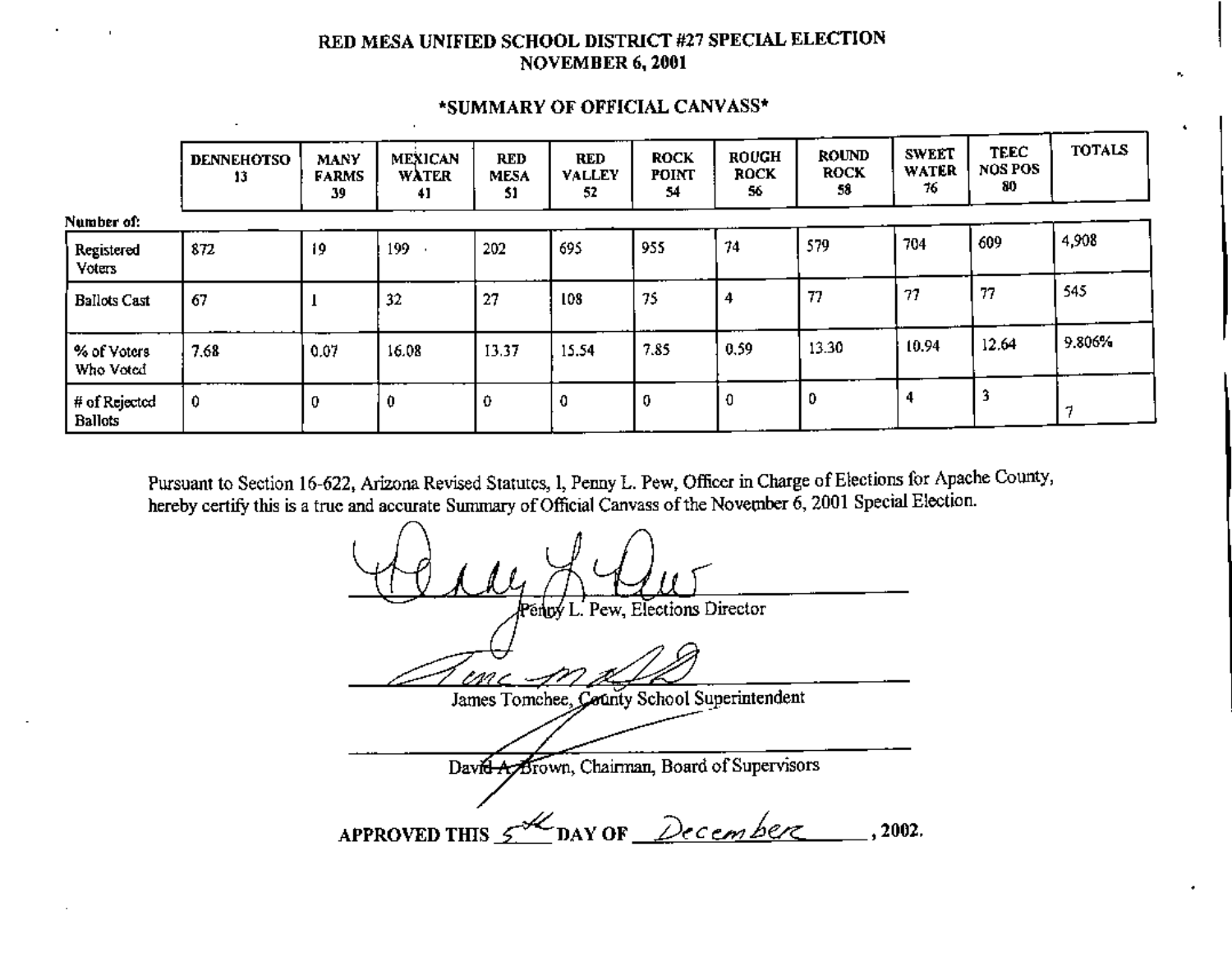# RED MESA UNIFIED SCHOOL DISTRICT #27 SPECIAL ELECTION
## NOVEMBER 6, 2001

### *SUMMARY OF OFFICIAL CANVASS*

| Number of: | DENNEHOTSO 13 | MANY FARMS 39 | MEXICAN WATER 41 | RED MESA 51 | RED VALLEY 52 | ROCK POINT 54 | ROUGH ROCK 56 | ROUND ROCK 58 | SWEET WATER 76 | TEEC NOS POS 80 | TOTALS |
|---|---|---|---|---|---|---|---|---|---|---|---|
| Registered Voters | 872 | 19 | 199 | 202 | 695 | 955 | 74 | 579 | 704 | 609 | 4,908 |
| Ballots Cast | 67 | 1 | 32 | 27 | 108 | 75 | 4 | 77 | 77 | 77 | 545 |
| % of Voters Who Voted | 7.68 | 0.07 | 16.08 | 13.37 | 15.54 | 7.85 | 0.59 | 13.30 | 10.94 | 12.64 | 9.806% |
| # of Rejected Ballots | 0 | 0 | 0 | 0 | 0 | 0 | 0 | 0 | 4 | 3 | 7 |

Pursuant to Section 16-622, Arizona Revised Statutes, I, Penny L. Pew, Officer in Charge of Elections for Apache County, hereby certify this is a true and accurate Summary of Official Canvass of the November 6, 2001 Special Election.

Penny L. Pew, Elections Director

James Tomchee, County School Superintendent

David A. Brown, Chairman, Board of Supervisors

APPROVED THIS 5th DAY OF December, 2002.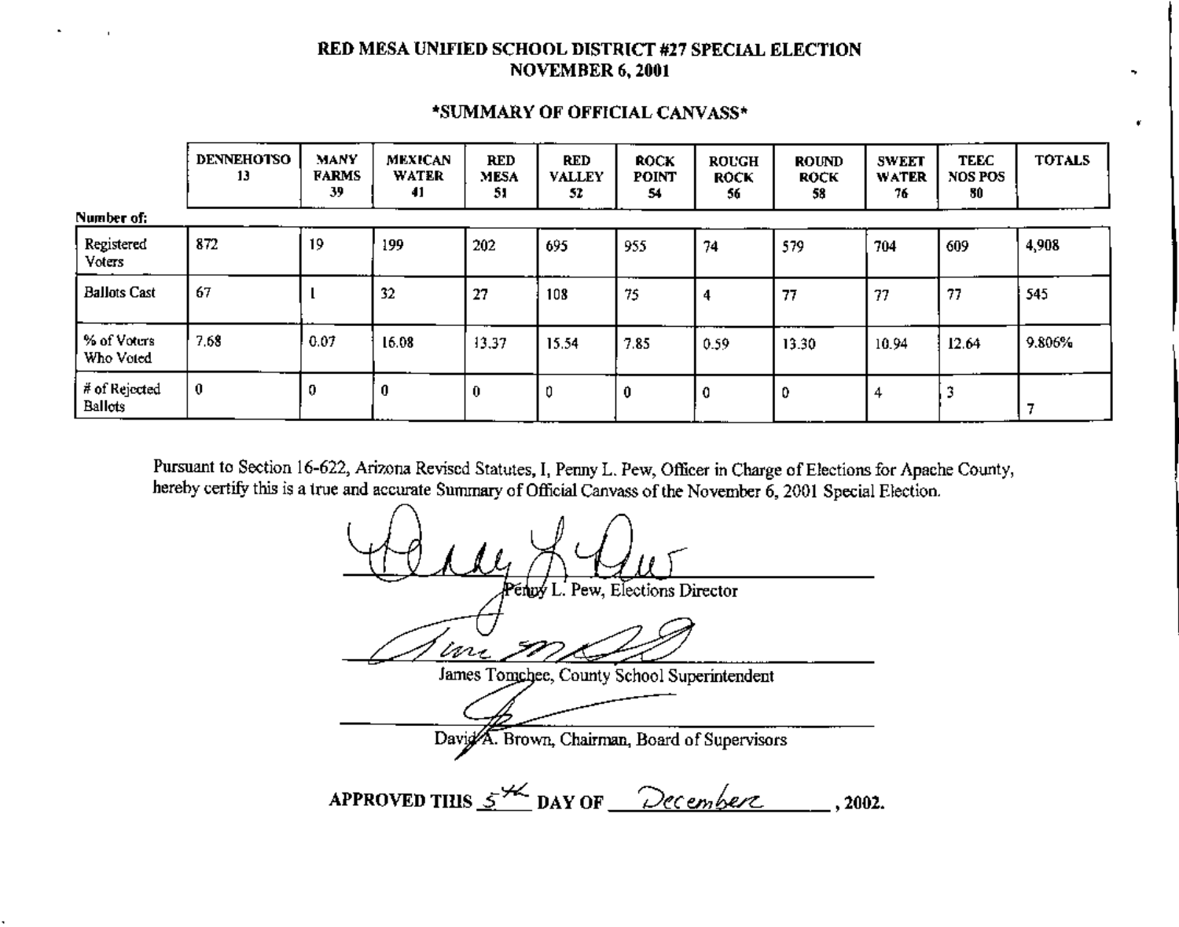# RED MESA UNIFIED SCHOOL DISTRICT #27 SPECIAL ELECTION
## NOVEMBER 6, 2001

### *SUMMARY OF OFFICIAL CANVASS*

| Number of: | DENNEHOTSO 13 | MANY FARMS 39 | MEXICAN WATER 41 | RED MESA 51 | RED VALLEY 52 | ROCK POINT 54 | ROUGH ROCK 56 | ROUND ROCK 58 | SWEET WATER 76 | TEEC NOS POS 80 | TOTALS |
|---|---|---|---|---|---|---|---|---|---|---|---|
| Registered Voters | 872 | 19 | 199 | 202 | 695 | 955 | 74 | 579 | 704 | 609 | 4,908 |
| Ballots Cast | 67 | 1 | 32 | 27 | 108 | 75 | 4 | 77 | 77 | 77 | 545 |
| % of Voters Who Voted | 7.68 | 0.07 | 16.08 | 13.37 | 15.54 | 7.85 | 0.59 | 13.30 | 10.94 | 12.64 | 9.806% |
| # of Rejected Ballots | 0 | 0 | 0 | 0 | 0 | 0 | 0 | 0 | 4 | 3 | 7 |

Pursuant to Section 16-622, Arizona Revised Statutes, I, Penny L. Pew, Officer in Charge of Elections for Apache County, hereby certify this is a true and accurate Summary of Official Canvass of the November 6, 2001 Special Election.

Penny L. Pew, Elections Director

James Tomchee, County School Superintendent

David A. Brown, Chairman, Board of Supervisors

**APPROVED THIS** 5th **DAY OF** December**, 2002.**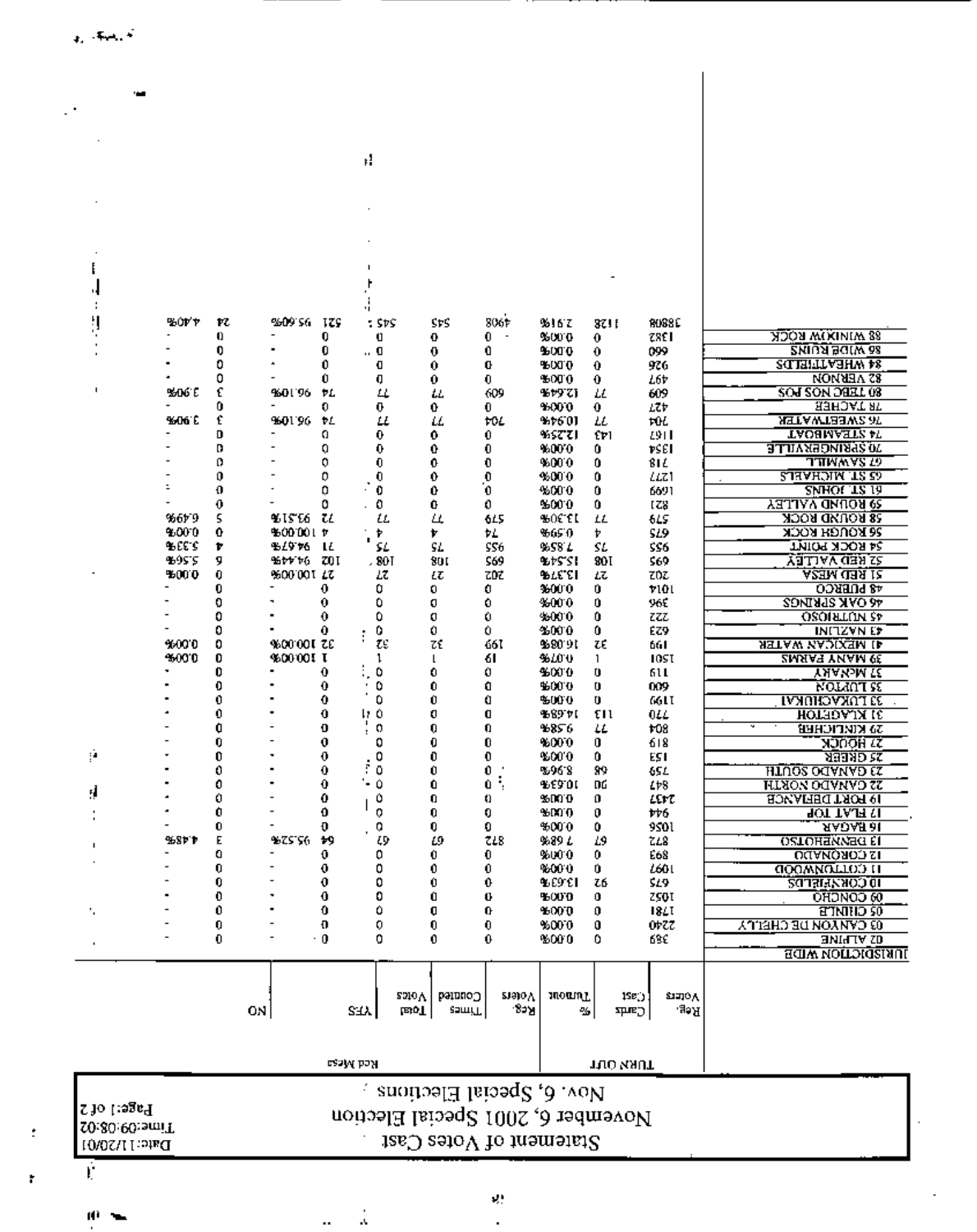# Statement of Votes Cast

## November 6, 2001 Special Election

### Nov. 6, Special Elections

Date:11/20/01
Time:09:08:02
Page:1 of 2

| | TURN OUT | | | Red Mesa | | | | | | |
|---|---|---|---|---|---|---|---|---|---|---|
| | Reg. Voters | Cards Cast | % Turnout | Reg. Voters | Times Counted | Total Votes | YES | | NO | |
| **JURISDICTION WIDE** | | | | | | | | | | |
| 02 ALPINE | 389 | 0 | 0.00% | 0 | 0 | 0 | 0 | - | 0 | - |
| 03 CANYON DE CHELLY | 2240 | 0 | 0.00% | 0 | 0 | 0 | 0 | - | 0 | - |
| 05 CHINLE | 1781 | 0 | 0.00% | 0 | 0 | 0 | 0 | - | 0 | - |
| 09 CONCHO | 1052 | 0 | 0.00% | 0 | 0 | 0 | 0 | - | 0 | - |
| 10 CORNFIELDS | 675 | 92 | 13.63% | 0 | 0 | 0 | 0 | - | 0 | - |
| 11 COTTONWOOD | 1097 | 0 | 0.00% | 0 | 0 | 0 | 0 | - | 0 | - |
| 12 CORONADO | 893 | 0 | 0.00% | 0 | 0 | 0 | 0 | - | 0 | - |
| 13 DENNEHOTSO | 872 | 67 | 7.68% | 872 | 67 | 67 | 64 | 95.52% | 3 | 4.48% |
| 16 EAGAR | 1056 | 0 | 0.00% | 0 | 0 | 0 | 0 | - | 0 | - |
| 17 FLAT TOP | 944 | 0 | 0.00% | 0 | 0 | 0 | 0 | - | 0 | - |
| 19 FORT DEFIANCE | 2437 | 0 | 0.00% | 0 | 0 | 0 | 0 | - | 0 | - |
| 22 GANADO NORTH | 847 | 90 | 10.63% | 0 | 0 | 0 | 0 | - | 0 | - |
| 23 GANADO SOUTH | 759 | 68 | 8.96% | 0 | 0 | 0 | 0 | - | 0 | - |
| 25 GREER | 153 | 0 | 0.00% | 0 | 0 | 0 | 0 | - | 0 | - |
| 27 HOUCK | 819 | 0 | 0.00% | 0 | 0 | 0 | 0 | - | 0 | - |
| 29 KINLICHEE | 804 | 77 | 9.58% | 0 | 0 | 0 | 0 | - | 0 | - |
| 31 KLAGETOH | 770 | 113 | 14.68% | 0 | 0 | 0 | 0 | - | 0 | - |
| 33 LUKACHUKAI | 1199 | 0 | 0.00% | 0 | 0 | 0 | 0 | - | 0 | - |
| 35 LUPTON | 600 | 0 | 0.00% | 0 | 0 | 0 | 0 | - | 0 | - |
| 37 McNARY | 119 | 0 | 0.00% | 0 | 0 | 0 | 0 | - | 0 | - |
| 39 MANY FARMS | 1501 | 1 | 0.07% | 19 | 1 | 1 | 1 | 100.00% | 0 | 0.00% |
| 41 MEXICAN WATER | 199 | 32 | 16.08% | 199 | 32 | 32 | 32 | 100.00% | 0 | 0.00% |
| 43 NAZLINI | 623 | 0 | 0.00% | 0 | 0 | 0 | 0 | - | 0 | - |
| 45 NUTRIOSO | 222 | 0 | 0.00% | 0 | 0 | 0 | 0 | - | 0 | - |
| 46 OAK SPRINGS | 396 | 0 | 0.00% | 0 | 0 | 0 | 0 | - | 0 | - |
| 48 PUEBLO | 1014 | 0 | 0.00% | 0 | 0 | 0 | 0 | - | 0 | - |
| 51 RED MESA | 202 | 27 | 13.37% | 202 | 27 | 27 | 27 | 100.00% | 0 | 0.00% |
| 52 RED VALLEY | 695 | 108 | 15.54% | 695 | 108 | 108 | 102 | 94.44% | 6 | 5.56% |
| 54 ROCK POINT | 955 | 75 | 7.85% | 955 | 75 | 75 | 71 | 94.67% | 4 | 5.33% |
| 56 ROUGH ROCK | 675 | 4 | 0.59% | 74 | 4 | 4 | 4 | 100.00% | 0 | 0.00% |
| 58 ROUND ROCK | 579 | 77 | 13.30% | 579 | 77 | 77 | 72 | 93.51% | 5 | 6.49% |
| 59 ROUND VALLEY | 821 | 0 | 0.00% | 0 | 0 | 0 | 0 | - | 0 | - |
| 61 ST. JOHNS | 1699 | 0 | 0.00% | 0 | 0 | 0 | 0 | - | 0 | - |
| 65 ST. MICHAELS | 1277 | 0 | 0.00% | 0 | 0 | 0 | 0 | - | 0 | - |
| 67 SAWMILL | 718 | 0 | 0.00% | 0 | 0 | 0 | 0 | - | 0 | - |
| 70 SPRINGERVILLE | 1354 | 0 | 0.00% | 0 | 0 | 0 | 0 | - | 0 | - |
| 74 STEAMBOAT | 1167 | 143 | 12.25% | 0 | 0 | 0 | 0 | - | 0 | - |
| 76 SWEETWATER | 704 | 77 | 10.94% | 704 | 77 | 77 | 74 | 96.10% | 3 | 3.90% |
| 78 TACHEE | 427 | 0 | 0.00% | 0 | 0 | 0 | 0 | - | 0 | - |
| 80 TEEC NOS POS | 609 | 77 | 12.64% | 609 | 77 | 77 | 74 | 96.10% | 3 | 3.90% |
| 82 VERNON | 497 | 0 | 0.00% | 0 | 0 | 0 | 0 | - | 0 | - |
| 84 WHEATFIELDS | 926 | 0 | 0.00% | 0 | 0 | 0 | 0 | - | 0 | - |
| 86 WIDE RUINS | 660 | 0 | 0.00% | 0 | 0 | 0 | 0 | - | 0 | - |
| 88 WINDOW ROCK | 1382 | 0 | 0.00% | 0 | 0 | 0 | 0 | - | 0 | - |
| | 38808 | 1128 | 2.91% | 4908 | 545 | 545 | 521 | 95.60% | 24 | 4.40% |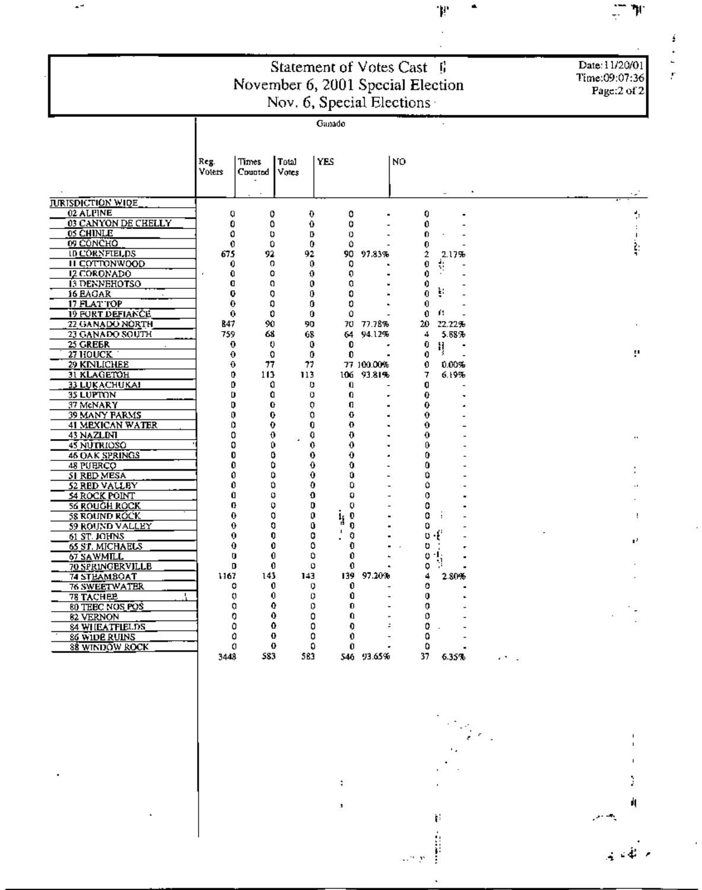# Statement of Votes Cast
## November 6, 2001 Special Election
### Nov. 6, Special Elections

Date: 11/20/01
Time: 09:07:36

Ganado

| | Reg. Voters | Times Counted | Total Votes | YES | | NO | |
|---|---|---|---|---|---|---|---|
| JURISDICTION WIDE | | | | | | | |
| 02 ALPINE | 0 | 0 | 0 | 0 | - | 0 | - |
| 03 CANYON DE CHELLY | 0 | 0 | 0 | 0 | - | 0 | - |
| 05 CHINLE | 0 | 0 | 0 | 0 | - | 0 | - |
| 09 CONCHO | 0 | 0 | 0 | 0 | - | 0 | - |
| 10 CORNFIELDS | 675 | 92 | 92 | 90 | 97.83% | 2 | 2.17% |
| 11 COTTONWOOD | 0 | 0 | 0 | 0 | - | 0 | - |
| 12 CORONADO | 0 | 0 | 0 | 0 | - | 0 | - |
| 13 DENNEHOTSO | 0 | 0 | 0 | 0 | - | 0 | - |
| 16 EAGAR | 0 | 0 | 0 | 0 | - | 0 | - |
| 17 FLAT TOP | 0 | 0 | 0 | 0 | - | 0 | - |
| 19 FORT DEFIANCE | 0 | 0 | 0 | 0 | - | 0 | - |
| 22 GANADO NORTH | 847 | 90 | 90 | 70 | 77.78% | 20 | 22.22% |
| 23 GANADO SOUTH | 759 | 68 | 68 | 64 | 94.12% | 4 | 5.88% |
| 25 GREER | 0 | 0 | 0 | 0 | - | 0 | - |
| 27 HOUCK | 0 | 0 | 0 | 0 | - | 0 | - |
| 29 KINLICHEE | 0 | 77 | 77 | 77 | 100.00% | 0 | 0.00% |
| 31 KLAGETOH | 0 | 113 | 113 | 106 | 93.81% | 7 | 6.19% |
| 33 LUKACHUKAI | 0 | 0 | 0 | 0 | - | 0 | - |
| 35 LUPTON | 0 | 0 | 0 | 0 | - | 0 | - |
| 37 McNARY | 0 | 0 | 0 | 0 | - | 0 | - |
| 39 MANY FARMS | 0 | 0 | 0 | 0 | - | 0 | - |
| 41 MEXICAN WATER | 0 | 0 | 0 | 0 | - | 0 | - |
| 43 NAZLINI | 0 | 0 | 0 | 0 | - | 0 | - |
| 45 NUTRIOSO | 0 | 0 | 0 | 0 | - | 0 | - |
| 46 OAK SPRINGS | 0 | 0 | 0 | 0 | - | 0 | - |
| 48 PUERCO | 0 | 0 | 0 | 0 | - | 0 | - |
| 51 RED MESA | 0 | 0 | 0 | 0 | - | 0 | - |
| 52 RED VALLEY | 0 | 0 | 0 | 0 | - | 0 | - |
| 54 ROCK POINT | 0 | 0 | 0 | 0 | - | 0 | - |
| 56 ROUGH ROCK | 0 | 0 | 0 | 0 | - | 0 | - |
| 58 ROUND ROCK | 0 | 0 | 0 | 0 | - | 0 | - |
| 59 ROUND VALLEY | 0 | 0 | 0 | 0 | - | 0 | - |
| 61 ST. JOHNS | 0 | 0 | 0 | 0 | - | 0 | - |
| 65 ST. MICHAELS | 0 | 0 | 0 | 0 | - | 0 | - |
| 67 SAWMILL | 0 | 0 | 0 | 0 | - | 0 | - |
| 70 SPRINGERVILLE | 0 | 0 | 0 | 0 | - | 0 | - |
| 74 STEAMBOAT | 1167 | 143 | 143 | 139 | 97.20% | 4 | 2.80% |
| 76 SWEETWATER | 0 | 0 | 0 | 0 | - | 0 | - |
| 78 TACHEE | 0 | 0 | 0 | 0 | - | 0 | - |
| 80 TEEC NOS POS | 0 | 0 | 0 | 0 | - | 0 | - |
| 82 VERNON | 0 | 0 | 0 | 0 | - | 0 | - |
| 84 WHEATFIELDS | 0 | 0 | 0 | 0 | - | 0 | - |
| 86 WIDE RUINS | 0 | 0 | 0 | 0 | - | 0 | - |
| 88 WINDOW ROCK | 0 | 0 | 0 | 0 | - | 0 | - |
| | 3448 | 583 | 583 | 546 | 93.65% | 37 | 6.35% |